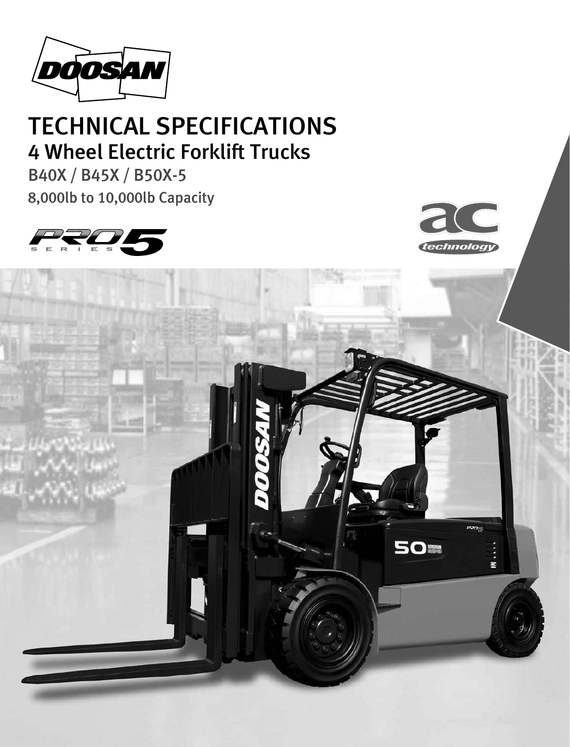DOOSAN

# TECHNICAL SPECIFICATIONS

## 4 Wheel Electric Forklift Trucks

B40X / B45X / B50X-5

8,000lb to 10,000lb Capacity

PRO 5 SERIES

ac technology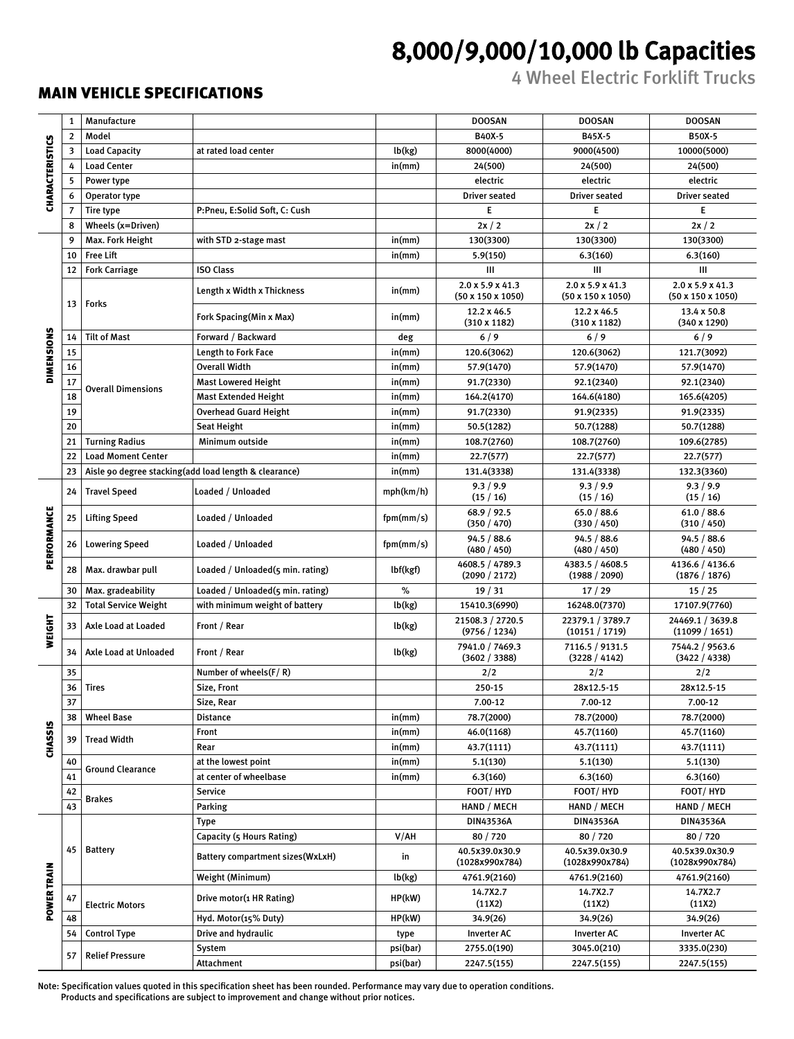# 8,000/9,000/10,000 lb Capacities

## 4 Wheel Electric Forklift Trucks

### MAIN VEHICLE SPECIFICATIONS

| Section | No. | Item | Condition | Unit | | | |
|---|---|---|---|---|---|---|---|
| CHARACTERISTICS | 1 | Manufacture | | | DOOSAN | DOOSAN | DOOSAN |
| | 2 | Model | | | B40X-5 | B45X-5 | B50X-5 |
| | 3 | Load Capacity | at rated load center | lb(kg) | 8000(4000) | 9000(4500) | 10000(5000) |
| | 4 | Load Center | | in(mm) | 24(500) | 24(500) | 24(500) |
| | 5 | Power type | | | electric | electric | electric |
| | 6 | Operator type | | | Driver seated | Driver seated | Driver seated |
| | 7 | Tire type | P:Pneu, E:Solid Soft, C: Cush | | E | E | E |
| | 8 | Wheels (x=Driven) | | | 2x / 2 | 2x / 2 | 2x / 2 |
| DIMENSIONS | 9 | Max. Fork Height | with STD 2-stage mast | in(mm) | 130(3300) | 130(3300) | 130(3300) |
| | 10 | Free Lift | | in(mm) | 5.9(150) | 6.3(160) | 6.3(160) |
| | 12 | Fork Carriage | ISO Class | | III | III | III |
| | 13 | Forks | Length x Width x Thickness | in(mm) | 2.0 x 5.9 x 41.3 (50 x 150 x 1050) | 2.0 x 5.9 x 41.3 (50 x 150 x 1050) | 2.0 x 5.9 x 41.3 (50 x 150 x 1050) |
| | | | Fork Spacing(Min x Max) | in(mm) | 12.2 x 46.5 (310 x 1182) | 12.2 x 46.5 (310 x 1182) | 13.4 x 50.8 (340 x 1290) |
| | 14 | Tilt of Mast | Forward / Backward | deg | 6 / 9 | 6 / 9 | 6 / 9 |
| | 15 | Overall Dimensions | Length to Fork Face | in(mm) | 120.6(3062) | 120.6(3062) | 121.7(3092) |
| | 16 | | Overall Width | in(mm) | 57.9(1470) | 57.9(1470) | 57.9(1470) |
| | 17 | | Mast Lowered Height | in(mm) | 91.7(2330) | 92.1(2340) | 92.1(2340) |
| | 18 | | Mast Extended Height | in(mm) | 164.2(4170) | 164.6(4180) | 165.6(4205) |
| | 19 | | Overhead Guard Height | in(mm) | 91.7(2330) | 91.9(2335) | 91.9(2335) |
| | 20 | | Seat Height | in(mm) | 50.5(1282) | 50.7(1288) | 50.7(1288) |
| | 21 | Turning Radius | Minimum outside | in(mm) | 108.7(2760) | 108.7(2760) | 109.6(2785) |
| | 22 | Load Moment Center | | in(mm) | 22.7(577) | 22.7(577) | 22.7(577) |
| | 23 | Aisle 90 degree stacking(add load length & clearance) | | in(mm) | 131.4(3338) | 131.4(3338) | 132.3(3360) |
| PERFORMANCE | 24 | Travel Speed | Loaded / Unloaded | mph(km/h) | 9.3 / 9.9 (15 / 16) | 9.3 / 9.9 (15 / 16) | 9.3 / 9.9 (15 / 16) |
| | 25 | Lifting Speed | Loaded / Unloaded | fpm(mm/s) | 68.9 / 92.5 (350 / 470) | 65.0 / 88.6 (330 / 450) | 61.0 / 88.6 (310 / 450) |
| | 26 | Lowering Speed | Loaded / Unloaded | fpm(mm/s) | 94.5 / 88.6 (480 / 450) | 94.5 / 88.6 (480 / 450) | 94.5 / 88.6 (480 / 450) |
| | 28 | Max. drawbar pull | Loaded / Unloaded(5 min. rating) | lbf(kgf) | 4608.5 / 4789.3 (2090 / 2172) | 4383.5 / 4608.5 (1988 / 2090) | 4136.6 / 4136.6 (1876 / 1876) |
| | 30 | Max. gradeability | Loaded / Unloaded(5 min. rating) | % | 19 / 31 | 17 / 29 | 15 / 25 |
| WEIGHT | 32 | Total Service Weight | with minimum weight of battery | lb(kg) | 15410.3(6990) | 16248.0(7370) | 17107.9(7760) |
| | 33 | Axle Load at Loaded | Front / Rear | lb(kg) | 21508.3 / 2720.5 (9756 / 1234) | 22379.1 / 3789.7 (10151 / 1719) | 24469.1 / 3639.8 (11099 / 1651) |
| | 34 | Axle Load at Unloaded | Front / Rear | lb(kg) | 7941.0 / 7469.3 (3602 / 3388) | 7116.5 / 9131.5 (3228 / 4142) | 7544.2 / 9563.6 (3422 / 4338) |
| CHASSIS | 35 | Tires | Number of wheels(F/ R) | | 2/2 | 2/2 | 2/2 |
| | 36 | | Size, Front | | 250-15 | 28x12.5-15 | 28x12.5-15 |
| | 37 | | Size, Rear | | 7.00-12 | 7.00-12 | 7.00-12 |
| | 38 | Wheel Base | Distance | in(mm) | 78.7(2000) | 78.7(2000) | 78.7(2000) |
| | 39 | Tread Width | Front | in(mm) | 46.0(1168) | 45.7(1160) | 45.7(1160) |
| | | | Rear | in(mm) | 43.7(1111) | 43.7(1111) | 43.7(1111) |
| | 40 | Ground Clearance | at the lowest point | in(mm) | 5.1(130) | 5.1(130) | 5.1(130) |
| | 41 | | at center of wheelbase | in(mm) | 6.3(160) | 6.3(160) | 6.3(160) |
| | 42 | Brakes | Service | | FOOT/ HYD | FOOT/ HYD | FOOT/ HYD |
| | 43 | | Parking | | HAND / MECH | HAND / MECH | HAND / MECH |
| POWER TRAIN | 45 | Battery | Type | | DIN43536A | DIN43536A | DIN43536A |
| | | | Capacity (5 Hours Rating) | V/AH | 80 / 720 | 80 / 720 | 80 / 720 |
| | | | Battery compartment sizes(WxLxH) | in | 40.5x39.0x30.9 (1028x990x784) | 40.5x39.0x30.9 (1028x990x784) | 40.5x39.0x30.9 (1028x990x784) |
| | | | Weight (Minimum) | lb(kg) | 4761.9(2160) | 4761.9(2160) | 4761.9(2160) |
| | 47 | Electric Motors | Drive motor(1 HR Rating) | HP(kW) | 14.7X2.7 (11X2) | 14.7X2.7 (11X2) | 14.7X2.7 (11X2) |
| | 48 | | Hyd. Motor(15% Duty) | HP(kW) | 34.9(26) | 34.9(26) | 34.9(26) |
| | 54 | Control Type | Drive and hydraulic | type | Inverter AC | Inverter AC | Inverter AC |
| | 57 | Relief Pressure | System | psi(bar) | 2755.0(190) | 3045.0(210) | 3335.0(230) |
| | | | Attachment | psi(bar) | 2247.5(155) | 2247.5(155) | 2247.5(155) |

Note: Specification values quoted in this specification sheet has been rounded. Performance may vary due to operation conditions.
Products and specifications are subject to improvement and change without prior notices.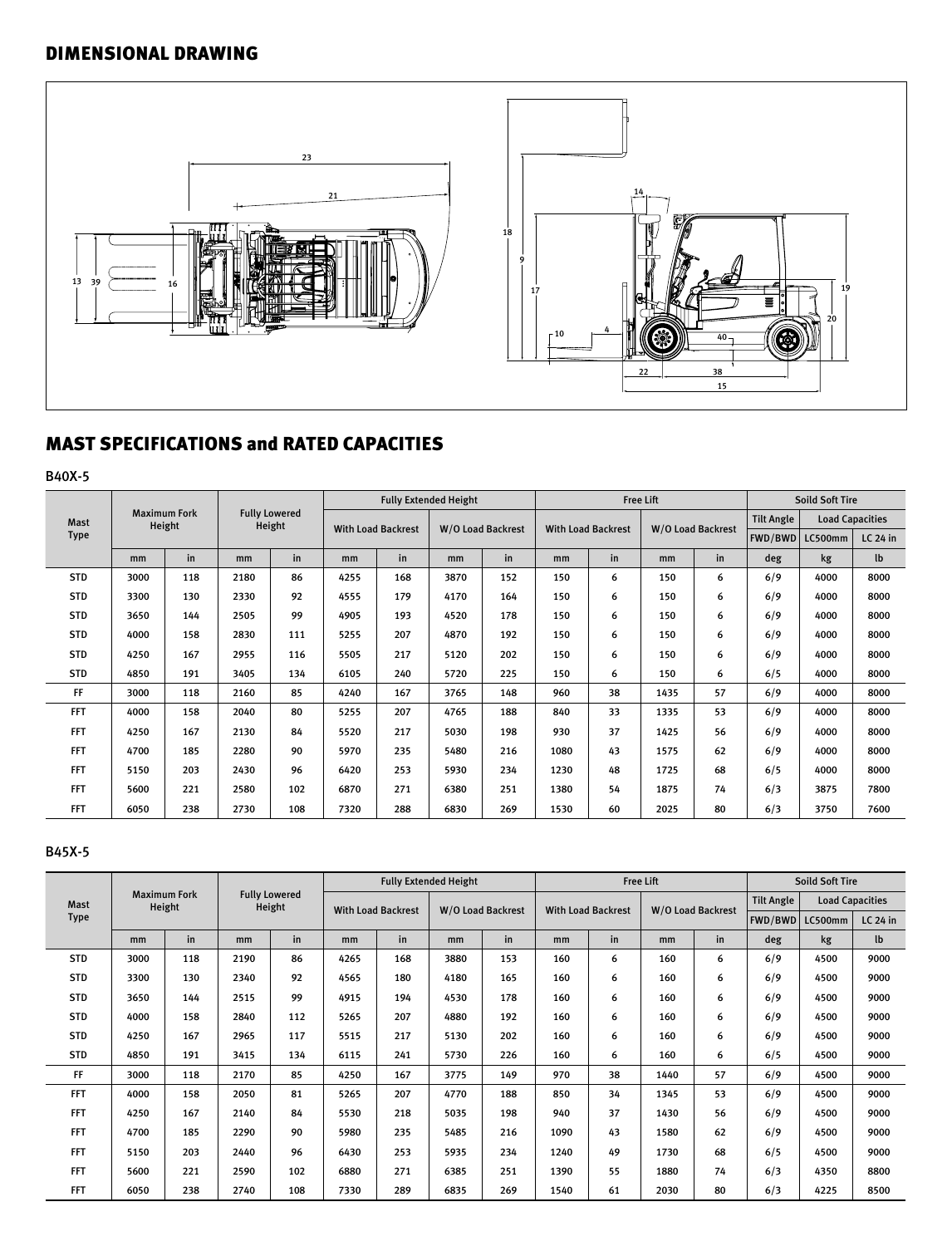## DIMENSIONAL DRAWING

## MAST SPECIFICATIONS and RATED CAPACITIES

### B40X-5

| Mast Type | Maximum Fork Height | | Fully Lowered Height | | Fully Extended Height | | | | Free Lift | | | | Soild Soft Tire | | |
|---|---|---|---|---|---|---|---|---|---|---|---|---|---|---|---|
| | | | | | With Load Backrest | | W/O Load Backrest | | With Load Backrest | | W/O Load Backrest | | Tilt Angle | Load Capacities | |
| | | | | | | | | | | | | | FWD/BWD | LC500mm | LC 24 in |
| | mm | in | mm | in | mm | in | mm | in | mm | in | mm | in | deg | kg | lb |
| STD | 3000 | 118 | 2180 | 86 | 4255 | 168 | 3870 | 152 | 150 | 6 | 150 | 6 | 6/9 | 4000 | 8000 |
| STD | 3300 | 130 | 2330 | 92 | 4555 | 179 | 4170 | 164 | 150 | 6 | 150 | 6 | 6/9 | 4000 | 8000 |
| STD | 3650 | 144 | 2505 | 99 | 4905 | 193 | 4520 | 178 | 150 | 6 | 150 | 6 | 6/9 | 4000 | 8000 |
| STD | 4000 | 158 | 2830 | 111 | 5255 | 207 | 4870 | 192 | 150 | 6 | 150 | 6 | 6/9 | 4000 | 8000 |
| STD | 4250 | 167 | 2955 | 116 | 5505 | 217 | 5120 | 202 | 150 | 6 | 150 | 6 | 6/9 | 4000 | 8000 |
| STD | 4850 | 191 | 3405 | 134 | 6105 | 240 | 5720 | 225 | 150 | 6 | 150 | 6 | 6/5 | 4000 | 8000 |
| FF | 3000 | 118 | 2160 | 85 | 4240 | 167 | 3765 | 148 | 960 | 38 | 1435 | 57 | 6/9 | 4000 | 8000 |
| FFT | 4000 | 158 | 2040 | 80 | 5255 | 207 | 4765 | 188 | 840 | 33 | 1335 | 53 | 6/9 | 4000 | 8000 |
| FFT | 4250 | 167 | 2130 | 84 | 5520 | 217 | 5030 | 198 | 930 | 37 | 1425 | 56 | 6/9 | 4000 | 8000 |
| FFT | 4700 | 185 | 2280 | 90 | 5970 | 235 | 5480 | 216 | 1080 | 43 | 1575 | 62 | 6/9 | 4000 | 8000 |
| FFT | 5150 | 203 | 2430 | 96 | 6420 | 253 | 5930 | 234 | 1230 | 48 | 1725 | 68 | 6/5 | 4000 | 8000 |
| FFT | 5600 | 221 | 2580 | 102 | 6870 | 271 | 6380 | 251 | 1380 | 54 | 1875 | 74 | 6/3 | 3875 | 7800 |
| FFT | 6050 | 238 | 2730 | 108 | 7320 | 288 | 6830 | 269 | 1530 | 60 | 2025 | 80 | 6/3 | 3750 | 7600 |

### B45X-5

| Mast Type | Maximum Fork Height | | Fully Lowered Height | | Fully Extended Height | | | | Free Lift | | | | Soild Soft Tire | | |
|---|---|---|---|---|---|---|---|---|---|---|---|---|---|---|---|
| | | | | | With Load Backrest | | W/O Load Backrest | | With Load Backrest | | W/O Load Backrest | | Tilt Angle | Load Capacities | |
| | | | | | | | | | | | | | FWD/BWD | LC500mm | LC 24 in |
| | mm | in | mm | in | mm | in | mm | in | mm | in | mm | in | deg | kg | lb |
| STD | 3000 | 118 | 2190 | 86 | 4265 | 168 | 3880 | 153 | 160 | 6 | 160 | 6 | 6/9 | 4500 | 9000 |
| STD | 3300 | 130 | 2340 | 92 | 4565 | 180 | 4180 | 165 | 160 | 6 | 160 | 6 | 6/9 | 4500 | 9000 |
| STD | 3650 | 144 | 2515 | 99 | 4915 | 194 | 4530 | 178 | 160 | 6 | 160 | 6 | 6/9 | 4500 | 9000 |
| STD | 4000 | 158 | 2840 | 112 | 5265 | 207 | 4880 | 192 | 160 | 6 | 160 | 6 | 6/9 | 4500 | 9000 |
| STD | 4250 | 167 | 2965 | 117 | 5515 | 217 | 5130 | 202 | 160 | 6 | 160 | 6 | 6/9 | 4500 | 9000 |
| STD | 4850 | 191 | 3415 | 134 | 6115 | 241 | 5730 | 226 | 160 | 6 | 160 | 6 | 6/5 | 4500 | 9000 |
| FF | 3000 | 118 | 2170 | 85 | 4250 | 167 | 3775 | 149 | 970 | 38 | 1440 | 57 | 6/9 | 4500 | 9000 |
| FFT | 4000 | 158 | 2050 | 81 | 5265 | 207 | 4770 | 188 | 850 | 34 | 1345 | 53 | 6/9 | 4500 | 9000 |
| FFT | 4250 | 167 | 2140 | 84 | 5530 | 218 | 5035 | 198 | 940 | 37 | 1430 | 56 | 6/9 | 4500 | 9000 |
| FFT | 4700 | 185 | 2290 | 90 | 5980 | 235 | 5485 | 216 | 1090 | 43 | 1580 | 62 | 6/9 | 4500 | 9000 |
| FFT | 5150 | 203 | 2440 | 96 | 6430 | 253 | 5935 | 234 | 1240 | 49 | 1730 | 68 | 6/5 | 4500 | 9000 |
| FFT | 5600 | 221 | 2590 | 102 | 6880 | 271 | 6385 | 251 | 1390 | 55 | 1880 | 74 | 6/3 | 4350 | 8800 |
| FFT | 6050 | 238 | 2740 | 108 | 7330 | 289 | 6835 | 269 | 1540 | 61 | 2030 | 80 | 6/3 | 4225 | 8500 |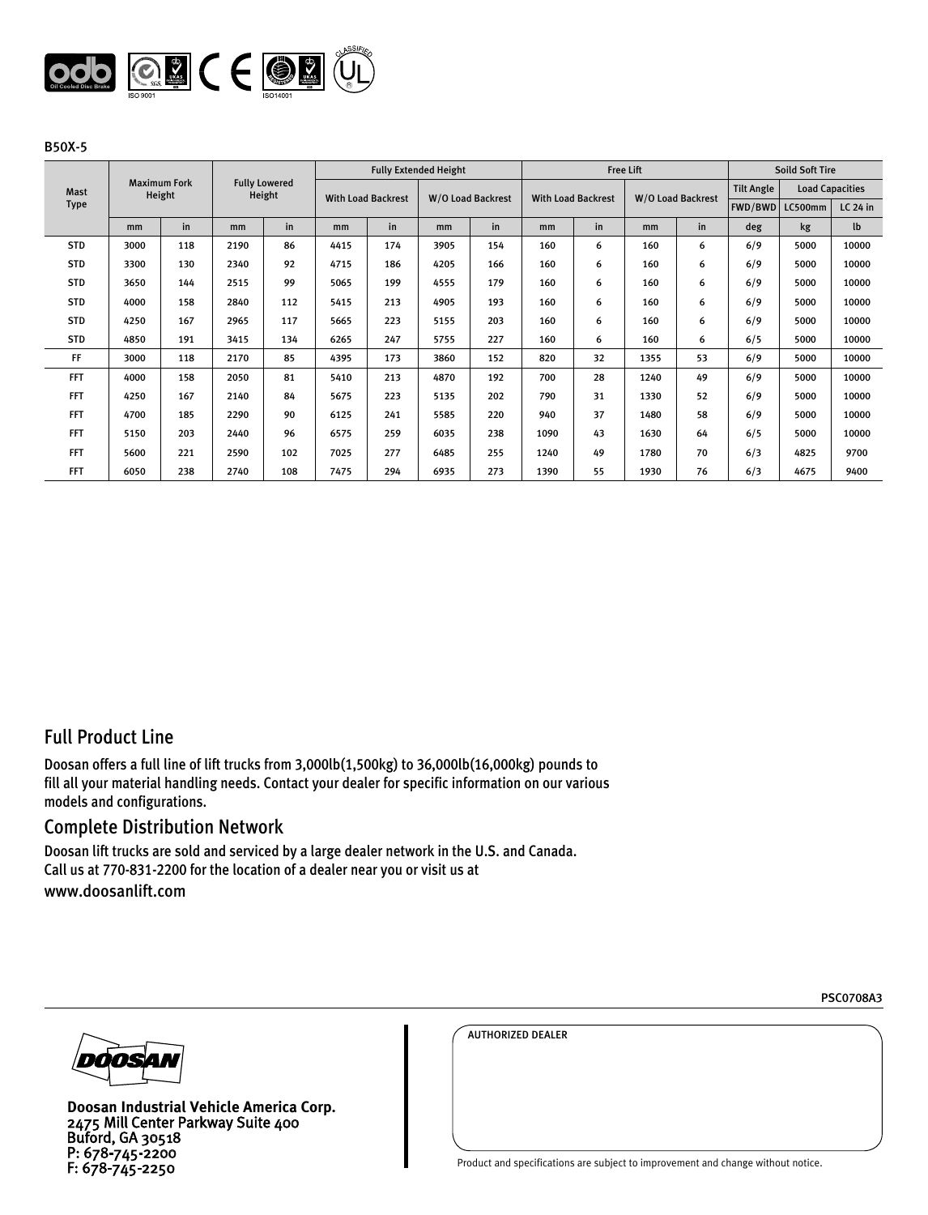B50X-5

| Mast Type | Maximum Fork Height | | Fully Lowered Height | | Fully Extended Height | | | | Free Lift | | | | Soild Soft Tire | | |
|---|---|---|---|---|---|---|---|---|---|---|---|---|---|---|---|
| | | | | | With Load Backrest | | W/O Load Backrest | | With Load Backrest | | W/O Load Backrest | | Tilt Angle | Load Capacities | |
| | | | | | | | | | | | | | FWD/BWD | LC500mm | LC 24 in |
| | mm | in | mm | in | mm | in | mm | in | mm | in | mm | in | deg | kg | lb |
| STD | 3000 | 118 | 2190 | 86 | 4415 | 174 | 3905 | 154 | 160 | 6 | 160 | 6 | 6/9 | 5000 | 10000 |
| STD | 3300 | 130 | 2340 | 92 | 4715 | 186 | 4205 | 166 | 160 | 6 | 160 | 6 | 6/9 | 5000 | 10000 |
| STD | 3650 | 144 | 2515 | 99 | 5065 | 199 | 4555 | 179 | 160 | 6 | 160 | 6 | 6/9 | 5000 | 10000 |
| STD | 4000 | 158 | 2840 | 112 | 5415 | 213 | 4905 | 193 | 160 | 6 | 160 | 6 | 6/9 | 5000 | 10000 |
| STD | 4250 | 167 | 2965 | 117 | 5665 | 223 | 5155 | 203 | 160 | 6 | 160 | 6 | 6/9 | 5000 | 10000 |
| STD | 4850 | 191 | 3415 | 134 | 6265 | 247 | 5755 | 227 | 160 | 6 | 160 | 6 | 6/5 | 5000 | 10000 |
| FF | 3000 | 118 | 2170 | 85 | 4395 | 173 | 3860 | 152 | 820 | 32 | 1355 | 53 | 6/9 | 5000 | 10000 |
| FFT | 4000 | 158 | 2050 | 81 | 5410 | 213 | 4870 | 192 | 700 | 28 | 1240 | 49 | 6/9 | 5000 | 10000 |
| FFT | 4250 | 167 | 2140 | 84 | 5675 | 223 | 5135 | 202 | 790 | 31 | 1330 | 52 | 6/9 | 5000 | 10000 |
| FFT | 4700 | 185 | 2290 | 90 | 6125 | 241 | 5585 | 220 | 940 | 37 | 1480 | 58 | 6/9 | 5000 | 10000 |
| FFT | 5150 | 203 | 2440 | 96 | 6575 | 259 | 6035 | 238 | 1090 | 43 | 1630 | 64 | 6/5 | 5000 | 10000 |
| FFT | 5600 | 221 | 2590 | 102 | 7025 | 277 | 6485 | 255 | 1240 | 49 | 1780 | 70 | 6/3 | 4825 | 9700 |
| FFT | 6050 | 238 | 2740 | 108 | 7475 | 294 | 6935 | 273 | 1390 | 55 | 1930 | 76 | 6/3 | 4675 | 9400 |

## Full Product Line

Doosan offers a full line of lift trucks from 3,000lb(1,500kg) to 36,000lb(16,000kg) pounds to fill all your material handling needs. Contact your dealer for specific information on our various models and configurations.

## Complete Distribution Network

Doosan lift trucks are sold and serviced by a large dealer network in the U.S. and Canada. Call us at 770-831-2200 for the location of a dealer near you or visit us at
www.doosanlift.com

PSC0708A3

**Doosan Industrial Vehicle America Corp.**
2475 Mill Center Parkway Suite 400
Buford, GA 30518
P: 678-745-2200
F: 678-745-2250

AUTHORIZED DEALER

Product and specifications are subject to improvement and change without notice.